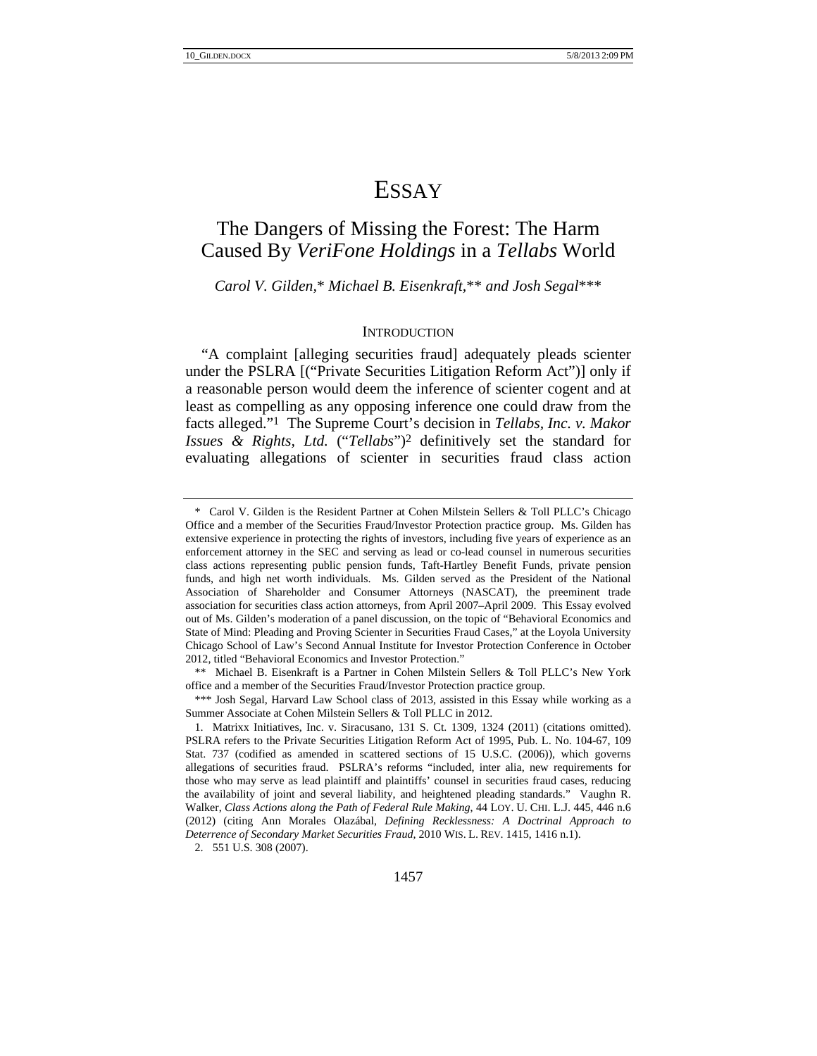# ESSAY

## The Dangers of Missing the Forest: The Harm Caused By *VeriFone Holdings* in a *Tellabs* World

*Carol V. Gilden,\* Michael B. Eisenkraft,\*\* and Josh Segal\*\*\**

### INTRODUCTION

"A complaint [alleging securities fraud] adequately pleads scienter under the PSLRA [("Private Securities Litigation Reform Act")] only if a reasonable person would deem the inference of scienter cogent and at least as compelling as any opposing inference one could draw from the facts alleged."[1] The Supreme Court's decision in *Tellabs, Inc. v. Makor Issues & Rights, Ltd.* ("*Tellabs*")[2] definitively set the standard for evaluating allegations of scienter in securities fraud class action

---

\* Carol V. Gilden is the Resident Partner at Cohen Milstein Sellers & Toll PLLC's Chicago Office and a member of the Securities Fraud/Investor Protection practice group. Ms. Gilden has extensive experience in protecting the rights of investors, including five years of experience as an enforcement attorney in the SEC and serving as lead or co-lead counsel in numerous securities class actions representing public pension funds, Taft-Hartley Benefit Funds, private pension funds, and high net worth individuals. Ms. Gilden served as the President of the National Association of Shareholder and Consumer Attorneys (NASCAT), the preeminent trade association for securities class action attorneys, from April 2007–April 2009. This Essay evolved out of Ms. Gilden's moderation of a panel discussion, on the topic of "Behavioral Economics and State of Mind: Pleading and Proving Scienter in Securities Fraud Cases," at the Loyola University Chicago School of Law's Second Annual Institute for Investor Protection Conference in October 2012, titled "Behavioral Economics and Investor Protection."

\*\* Michael B. Eisenkraft is a Partner in Cohen Milstein Sellers & Toll PLLC's New York office and a member of the Securities Fraud/Investor Protection practice group.

\*\*\* Josh Segal, Harvard Law School class of 2013, assisted in this Essay while working as a Summer Associate at Cohen Milstein Sellers & Toll PLLC in 2012.

1. Matrixx Initiatives, Inc. v. Siracusano, 131 S. Ct. 1309, 1324 (2011) (citations omitted). PSLRA refers to the Private Securities Litigation Reform Act of 1995, Pub. L. No. 104-67, 109 Stat. 737 (codified as amended in scattered sections of 15 U.S.C. (2006)), which governs allegations of securities fraud. PSLRA's reforms "included, inter alia, new requirements for those who may serve as lead plaintiff and plaintiffs' counsel in securities fraud cases, reducing the availability of joint and several liability, and heightened pleading standards." Vaughn R. Walker, *Class Actions along the Path of Federal Rule Making*, 44 LOY. U. CHI. L.J. 445, 446 n.6 (2012) (citing Ann Morales Olazábal, *Defining Recklessness: A Doctrinal Approach to Deterrence of Secondary Market Securities Fraud*, 2010 WIS. L. REV. 1415, 1416 n.1).

2. 551 U.S. 308 (2007).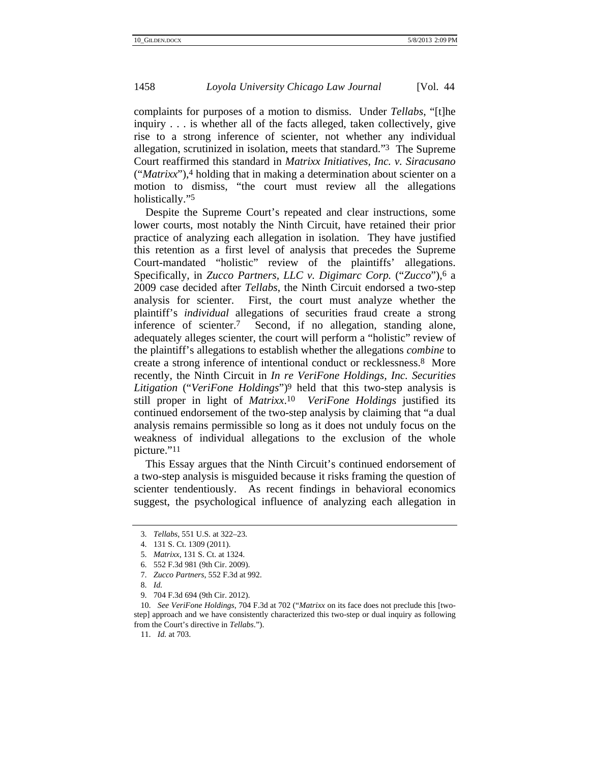complaints for purposes of a motion to dismiss. Under *Tellabs*, "[t]he inquiry . . . is whether all of the facts alleged, taken collectively, give rise to a strong inference of scienter, not whether any individual allegation, scrutinized in isolation, meets that standard."[3] The Supreme Court reaffirmed this standard in *Matrixx Initiatives, Inc. v. Siracusano* ("*Matrixx*"),[4] holding that in making a determination about scienter on a motion to dismiss, "the court must review all the allegations holistically."[5]

Despite the Supreme Court's repeated and clear instructions, some lower courts, most notably the Ninth Circuit, have retained their prior practice of analyzing each allegation in isolation. They have justified this retention as a first level of analysis that precedes the Supreme Court-mandated "holistic" review of the plaintiffs' allegations. Specifically, in *Zucco Partners, LLC v. Digimarc Corp.* ("*Zucco*"),[6] a 2009 case decided after *Tellabs*, the Ninth Circuit endorsed a two-step analysis for scienter. First, the court must analyze whether the plaintiff's *individual* allegations of securities fraud create a strong inference of scienter.[7] Second, if no allegation, standing alone, adequately alleges scienter, the court will perform a "holistic" review of the plaintiff's allegations to establish whether the allegations *combine* to create a strong inference of intentional conduct or recklessness.[8] More recently, the Ninth Circuit in *In re VeriFone Holdings, Inc. Securities Litigation* ("*VeriFone Holdings*")[9] held that this two-step analysis is still proper in light of *Matrixx*.[10] *VeriFone Holdings* justified its continued endorsement of the two-step analysis by claiming that "a dual analysis remains permissible so long as it does not unduly focus on the weakness of individual allegations to the exclusion of the whole picture."[11]

This Essay argues that the Ninth Circuit's continued endorsement of a two-step analysis is misguided because it risks framing the question of scienter tendentiously. As recent findings in behavioral economics suggest, the psychological influence of analyzing each allegation in

---

3. *Tellabs*, 551 U.S. at 322–23.

4. 131 S. Ct. 1309 (2011).

5. *Matrixx*, 131 S. Ct. at 1324.

6. 552 F.3d 981 (9th Cir. 2009).

7. *Zucco Partners*, 552 F.3d at 992.

8. *Id.*

9. 704 F.3d 694 (9th Cir. 2012).

10. *See VeriFone Holdings*, 704 F.3d at 702 ("*Matrixx* on its face does not preclude this [two-step] approach and we have consistently characterized this two-step or dual inquiry as following from the Court's directive in *Tellabs*.").

11. *Id.* at 703.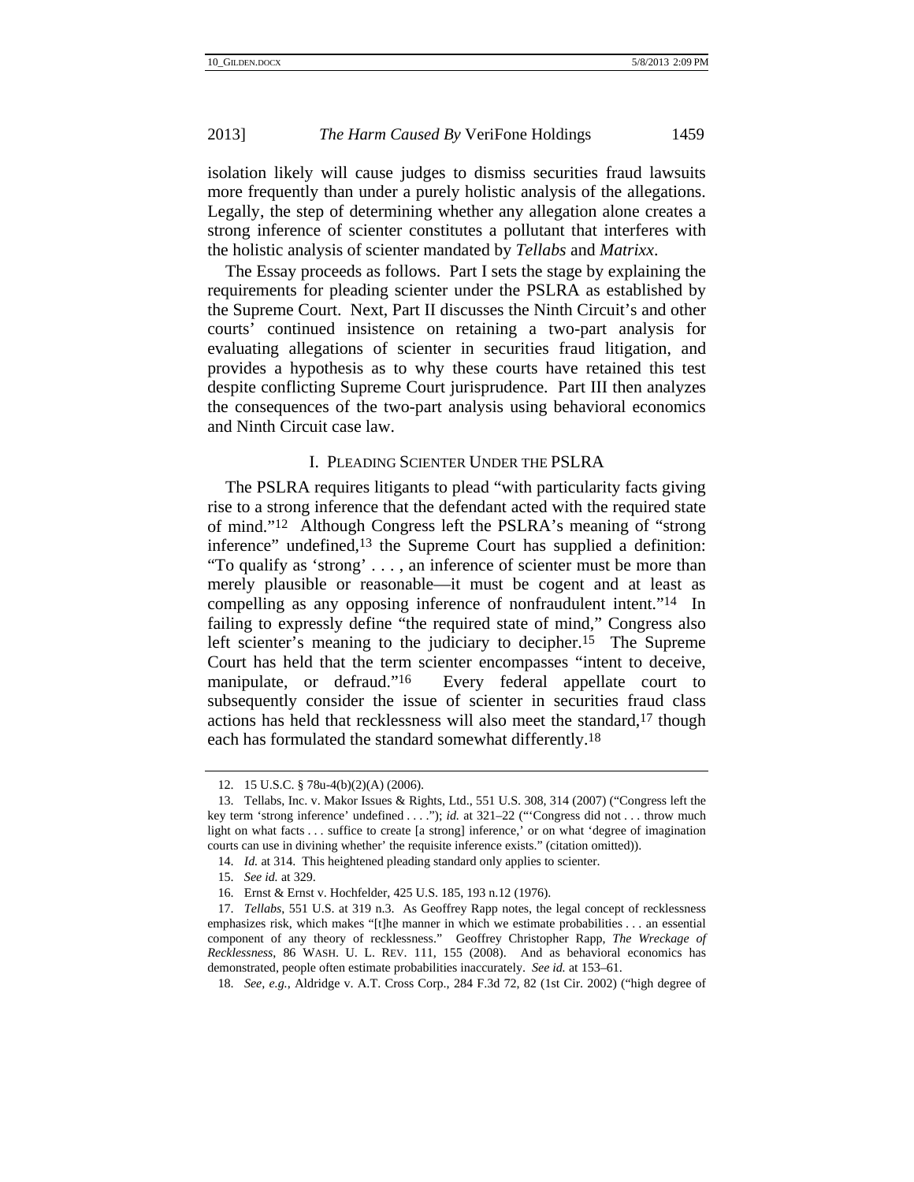isolation likely will cause judges to dismiss securities fraud lawsuits more frequently than under a purely holistic analysis of the allegations. Legally, the step of determining whether any allegation alone creates a strong inference of scienter constitutes a pollutant that interferes with the holistic analysis of scienter mandated by *Tellabs* and *Matrixx*.

The Essay proceeds as follows. Part I sets the stage by explaining the requirements for pleading scienter under the PSLRA as established by the Supreme Court. Next, Part II discusses the Ninth Circuit's and other courts' continued insistence on retaining a two-part analysis for evaluating allegations of scienter in securities fraud litigation, and provides a hypothesis as to why these courts have retained this test despite conflicting Supreme Court jurisprudence. Part III then analyzes the consequences of the two-part analysis using behavioral economics and Ninth Circuit case law.

## I. Pleading Scienter Under the PSLRA

The PSLRA requires litigants to plead "with particularity facts giving rise to a strong inference that the defendant acted with the required state of mind."[12] Although Congress left the PSLRA's meaning of "strong inference" undefined,[13] the Supreme Court has supplied a definition: "To qualify as 'strong' . . . , an inference of scienter must be more than merely plausible or reasonable—it must be cogent and at least as compelling as any opposing inference of nonfraudulent intent."[14] In failing to expressly define "the required state of mind," Congress also left scienter's meaning to the judiciary to decipher.[15] The Supreme Court has held that the term scienter encompasses "intent to deceive, manipulate, or defraud."[16] Every federal appellate court to subsequently consider the issue of scienter in securities fraud class actions has held that recklessness will also meet the standard,[17] though each has formulated the standard somewhat differently.[18]

---

12. 15 U.S.C. § 78u-4(b)(2)(A) (2006).

13. Tellabs, Inc. v. Makor Issues & Rights, Ltd., 551 U.S. 308, 314 (2007) ("Congress left the key term 'strong inference' undefined . . . ."); *id.* at 321–22 ("'Congress did not . . . throw much light on what facts . . . suffice to create [a strong] inference,' or on what 'degree of imagination courts can use in divining whether' the requisite inference exists." (citation omitted)).

14. *Id.* at 314. This heightened pleading standard only applies to scienter.

15. *See id.* at 329.

16. Ernst & Ernst v. Hochfelder, 425 U.S. 185, 193 n.12 (1976).

17. *Tellabs*, 551 U.S. at 319 n.3. As Geoffrey Rapp notes, the legal concept of recklessness emphasizes risk, which makes "[t]he manner in which we estimate probabilities . . . an essential component of any theory of recklessness." Geoffrey Christopher Rapp, *The Wreckage of Recklessness*, 86 WASH. U. L. REV. 111, 155 (2008). And as behavioral economics has demonstrated, people often estimate probabilities inaccurately. *See id.* at 153–61.

18. *See, e.g.*, Aldridge v. A.T. Cross Corp., 284 F.3d 72, 82 (1st Cir. 2002) ("high degree of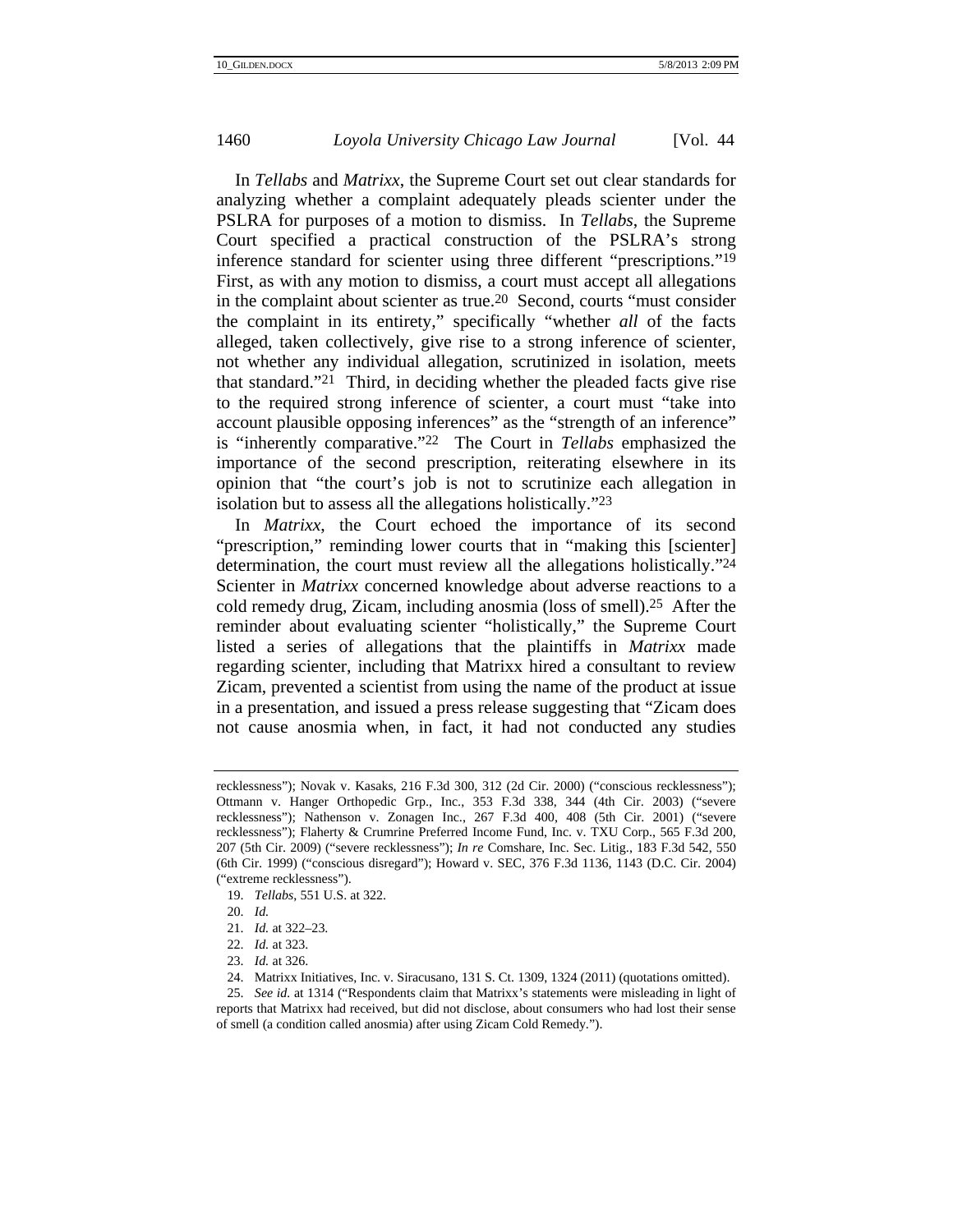In *Tellabs* and *Matrixx*, the Supreme Court set out clear standards for analyzing whether a complaint adequately pleads scienter under the PSLRA for purposes of a motion to dismiss. In *Tellabs*, the Supreme Court specified a practical construction of the PSLRA's strong inference standard for scienter using three different "prescriptions."[19] First, as with any motion to dismiss, a court must accept all allegations in the complaint about scienter as true.[20] Second, courts "must consider the complaint in its entirety," specifically "whether *all* of the facts alleged, taken collectively, give rise to a strong inference of scienter, not whether any individual allegation, scrutinized in isolation, meets that standard."[21] Third, in deciding whether the pleaded facts give rise to the required strong inference of scienter, a court must "take into account plausible opposing inferences" as the "strength of an inference" is "inherently comparative."[22] The Court in *Tellabs* emphasized the importance of the second prescription, reiterating elsewhere in its opinion that "the court's job is not to scrutinize each allegation in isolation but to assess all the allegations holistically."[23]

In *Matrixx*, the Court echoed the importance of its second "prescription," reminding lower courts that in "making this [scienter] determination, the court must review all the allegations holistically."[24] Scienter in *Matrixx* concerned knowledge about adverse reactions to a cold remedy drug, Zicam, including anosmia (loss of smell).[25] After the reminder about evaluating scienter "holistically," the Supreme Court listed a series of allegations that the plaintiffs in *Matrixx* made regarding scienter, including that Matrixx hired a consultant to review Zicam, prevented a scientist from using the name of the product at issue in a presentation, and issued a press release suggesting that "Zicam does not cause anosmia when, in fact, it had not conducted any studies

---

recklessness"); Novak v. Kasaks, 216 F.3d 300, 312 (2d Cir. 2000) ("conscious recklessness"); Ottmann v. Hanger Orthopedic Grp., Inc., 353 F.3d 338, 344 (4th Cir. 2003) ("severe recklessness"); Nathenson v. Zonagen Inc., 267 F.3d 400, 408 (5th Cir. 2001) ("severe recklessness"); Flaherty & Crumrine Preferred Income Fund, Inc. v. TXU Corp., 565 F.3d 200, 207 (5th Cir. 2009) ("severe recklessness"); *In re* Comshare, Inc. Sec. Litig., 183 F.3d 542, 550 (6th Cir. 1999) ("conscious disregard"); Howard v. SEC, 376 F.3d 1136, 1143 (D.C. Cir. 2004) ("extreme recklessness").

19. *Tellabs*, 551 U.S. at 322.

20. *Id.*

21. *Id.* at 322–23.

22. *Id.* at 323.

23. *Id.* at 326.

24. Matrixx Initiatives, Inc. v. Siracusano, 131 S. Ct. 1309, 1324 (2011) (quotations omitted).

25. *See id.* at 1314 ("Respondents claim that Matrixx's statements were misleading in light of reports that Matrixx had received, but did not disclose, about consumers who had lost their sense of smell (a condition called anosmia) after using Zicam Cold Remedy.").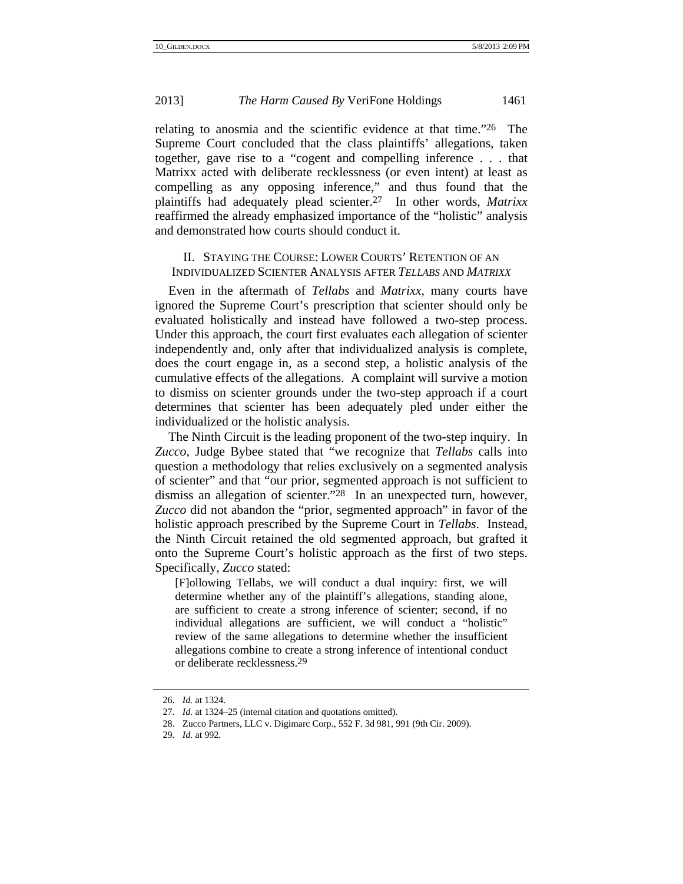relating to anosmia and the scientific evidence at that time."[26] The Supreme Court concluded that the class plaintiffs' allegations, taken together, gave rise to a "cogent and compelling inference . . . that Matrixx acted with deliberate recklessness (or even intent) at least as compelling as any opposing inference," and thus found that the plaintiffs had adequately plead scienter.[27] In other words, *Matrixx* reaffirmed the already emphasized importance of the "holistic" analysis and demonstrated how courts should conduct it.

## II. Staying the Course: Lower Courts' Retention of an Individualized Scienter Analysis after *Tellabs* and *Matrixx*

Even in the aftermath of *Tellabs* and *Matrixx*, many courts have ignored the Supreme Court's prescription that scienter should only be evaluated holistically and instead have followed a two-step process. Under this approach, the court first evaluates each allegation of scienter independently and, only after that individualized analysis is complete, does the court engage in, as a second step, a holistic analysis of the cumulative effects of the allegations. A complaint will survive a motion to dismiss on scienter grounds under the two-step approach if a court determines that scienter has been adequately pled under either the individualized or the holistic analysis.

The Ninth Circuit is the leading proponent of the two-step inquiry. In *Zucco*, Judge Bybee stated that "we recognize that *Tellabs* calls into question a methodology that relies exclusively on a segmented analysis of scienter" and that "our prior, segmented approach is not sufficient to dismiss an allegation of scienter."[28] In an unexpected turn, however, *Zucco* did not abandon the "prior, segmented approach" in favor of the holistic approach prescribed by the Supreme Court in *Tellabs*. Instead, the Ninth Circuit retained the old segmented approach, but grafted it onto the Supreme Court's holistic approach as the first of two steps. Specifically, *Zucco* stated:

> [F]ollowing Tellabs, we will conduct a dual inquiry: first, we will determine whether any of the plaintiff's allegations, standing alone, are sufficient to create a strong inference of scienter; second, if no individual allegations are sufficient, we will conduct a "holistic" review of the same allegations to determine whether the insufficient allegations combine to create a strong inference of intentional conduct or deliberate recklessness.[29]

---

26. *Id.* at 1324.
27. *Id.* at 1324–25 (internal citation and quotations omitted).
28. Zucco Partners, LLC v. Digimarc Corp., 552 F. 3d 981, 991 (9th Cir. 2009).
29. *Id.* at 992.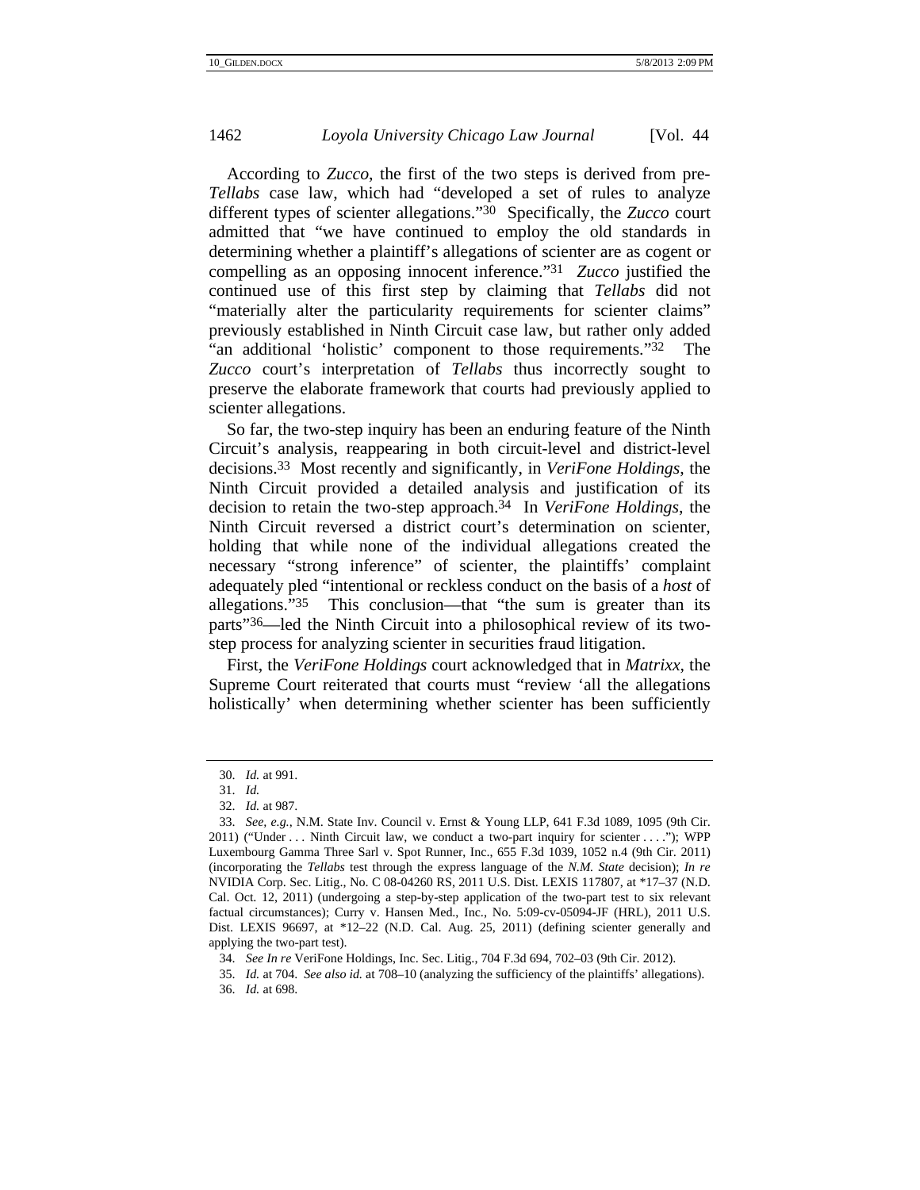According to *Zucco*, the first of the two steps is derived from pre-*Tellabs* case law, which had "developed a set of rules to analyze different types of scienter allegations."[30] Specifically, the *Zucco* court admitted that "we have continued to employ the old standards in determining whether a plaintiff's allegations of scienter are as cogent or compelling as an opposing innocent inference."[31] *Zucco* justified the continued use of this first step by claiming that *Tellabs* did not "materially alter the particularity requirements for scienter claims" previously established in Ninth Circuit case law, but rather only added "an additional 'holistic' component to those requirements."[32] The *Zucco* court's interpretation of *Tellabs* thus incorrectly sought to preserve the elaborate framework that courts had previously applied to scienter allegations.

So far, the two-step inquiry has been an enduring feature of the Ninth Circuit's analysis, reappearing in both circuit-level and district-level decisions.[33] Most recently and significantly, in *VeriFone Holdings*, the Ninth Circuit provided a detailed analysis and justification of its decision to retain the two-step approach.[34] In *VeriFone Holdings*, the Ninth Circuit reversed a district court's determination on scienter, holding that while none of the individual allegations created the necessary "strong inference" of scienter, the plaintiffs' complaint adequately pled "intentional or reckless conduct on the basis of a *host* of allegations."[35] This conclusion—that "the sum is greater than its parts"[36]—led the Ninth Circuit into a philosophical review of its two-step process for analyzing scienter in securities fraud litigation.

First, the *VeriFone Holdings* court acknowledged that in *Matrixx*, the Supreme Court reiterated that courts must "review 'all the allegations holistically' when determining whether scienter has been sufficiently

---

30. *Id.* at 991.

31. *Id.*

32. *Id.* at 987.

33. *See, e.g.*, N.M. State Inv. Council v. Ernst & Young LLP, 641 F.3d 1089, 1095 (9th Cir. 2011) ("Under . . . Ninth Circuit law, we conduct a two-part inquiry for scienter . . . ."); WPP Luxembourg Gamma Three Sarl v. Spot Runner, Inc., 655 F.3d 1039, 1052 n.4 (9th Cir. 2011) (incorporating the *Tellabs* test through the express language of the *N.M. State* decision); *In re* NVIDIA Corp. Sec. Litig., No. C 08-04260 RS, 2011 U.S. Dist. LEXIS 117807, at *17–37 (N.D. Cal. Oct. 12, 2011) (undergoing a step-by-step application of the two-part test to six relevant factual circumstances); Curry v. Hansen Med., Inc., No. 5:09-cv-05094-JF (HRL), 2011 U.S. Dist. LEXIS 96697, at *12–22 (N.D. Cal. Aug. 25, 2011) (defining scienter generally and applying the two-part test).

34. *See In re* VeriFone Holdings, Inc. Sec. Litig., 704 F.3d 694, 702–03 (9th Cir. 2012).

35. *Id.* at 704. *See also id.* at 708–10 (analyzing the sufficiency of the plaintiffs' allegations).

36. *Id.* at 698.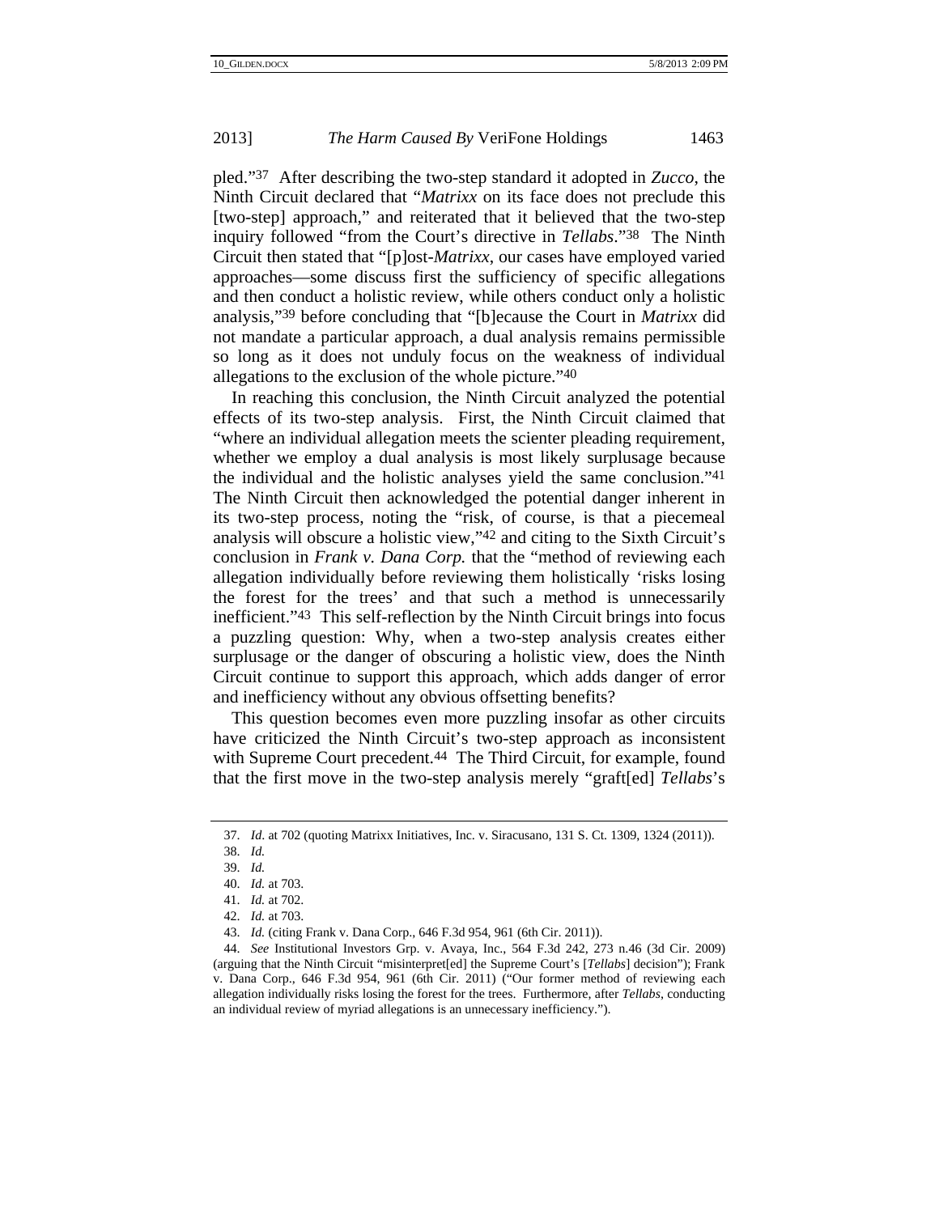pled."[37] After describing the two-step standard it adopted in *Zucco*, the Ninth Circuit declared that "*Matrixx* on its face does not preclude this [two-step] approach," and reiterated that it believed that the two-step inquiry followed "from the Court's directive in *Tellabs*."[38] The Ninth Circuit then stated that "[p]ost-*Matrixx*, our cases have employed varied approaches—some discuss first the sufficiency of specific allegations and then conduct a holistic review, while others conduct only a holistic analysis,"[39] before concluding that "[b]ecause the Court in *Matrixx* did not mandate a particular approach, a dual analysis remains permissible so long as it does not unduly focus on the weakness of individual allegations to the exclusion of the whole picture."[40]

In reaching this conclusion, the Ninth Circuit analyzed the potential effects of its two-step analysis. First, the Ninth Circuit claimed that "where an individual allegation meets the scienter pleading requirement, whether we employ a dual analysis is most likely surplusage because the individual and the holistic analyses yield the same conclusion."[41] The Ninth Circuit then acknowledged the potential danger inherent in its two-step process, noting the "risk, of course, is that a piecemeal analysis will obscure a holistic view,"[42] and citing to the Sixth Circuit's conclusion in *Frank v. Dana Corp.* that the "method of reviewing each allegation individually before reviewing them holistically 'risks losing the forest for the trees' and that such a method is unnecessarily inefficient."[43] This self-reflection by the Ninth Circuit brings into focus a puzzling question: Why, when a two-step analysis creates either surplusage or the danger of obscuring a holistic view, does the Ninth Circuit continue to support this approach, which adds danger of error and inefficiency without any obvious offsetting benefits?

This question becomes even more puzzling insofar as other circuits have criticized the Ninth Circuit's two-step approach as inconsistent with Supreme Court precedent.[44] The Third Circuit, for example, found that the first move in the two-step analysis merely "graft[ed] *Tellabs*'s

---

37. *Id.* at 702 (quoting Matrixx Initiatives, Inc. v. Siracusano, 131 S. Ct. 1309, 1324 (2011)).

38. *Id.*

39. *Id.*

40. *Id.* at 703.

41. *Id.* at 702.

42. *Id.* at 703.

43. *Id.* (citing Frank v. Dana Corp., 646 F.3d 954, 961 (6th Cir. 2011)).

44. *See* Institutional Investors Grp. v. Avaya, Inc., 564 F.3d 242, 273 n.46 (3d Cir. 2009) (arguing that the Ninth Circuit "misinterpret[ed] the Supreme Court's [*Tellabs*] decision"); Frank v. Dana Corp., 646 F.3d 954, 961 (6th Cir. 2011) ("Our former method of reviewing each allegation individually risks losing the forest for the trees. Furthermore, after *Tellabs*, conducting an individual review of myriad allegations is an unnecessary inefficiency.").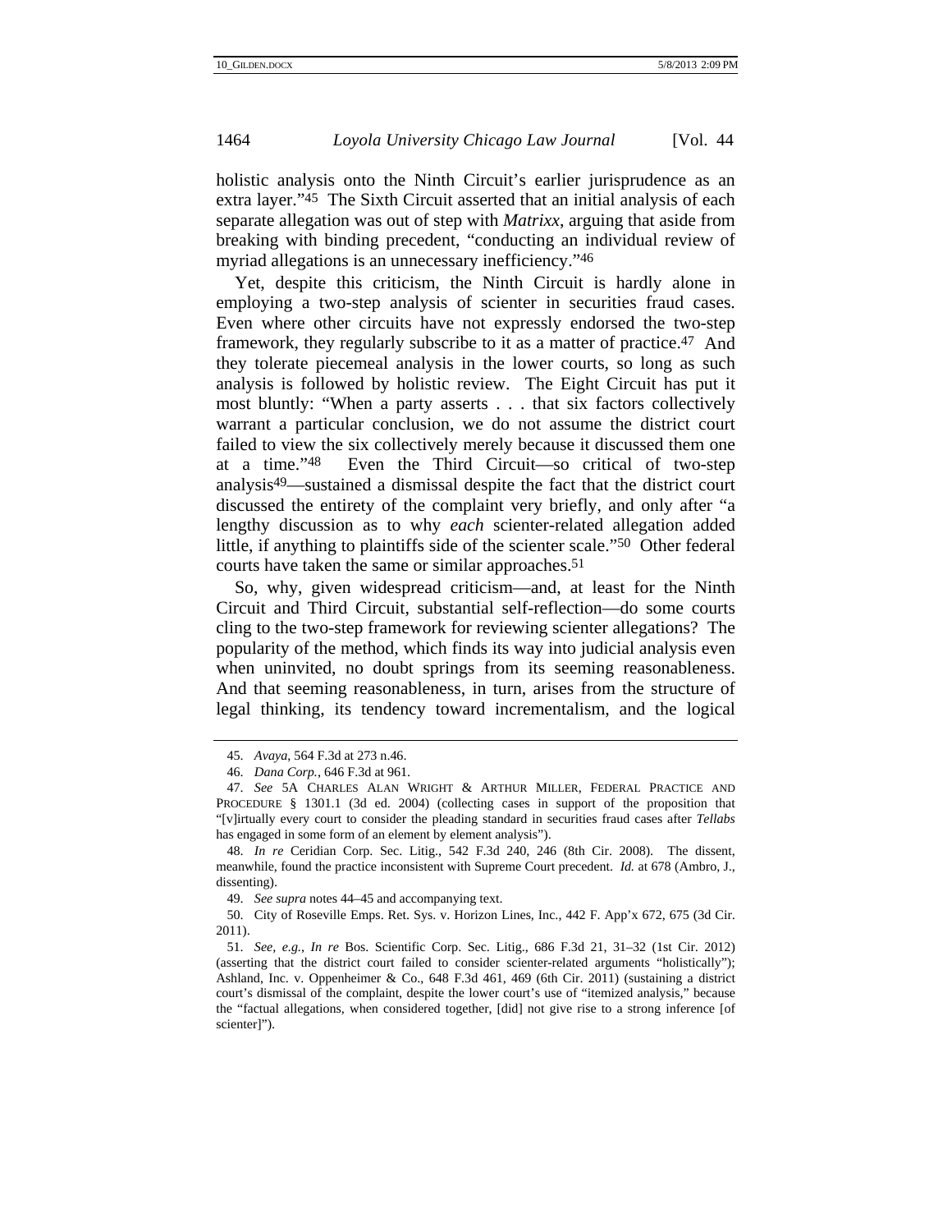holistic analysis onto the Ninth Circuit's earlier jurisprudence as an extra layer."[45] The Sixth Circuit asserted that an initial analysis of each separate allegation was out of step with *Matrixx*, arguing that aside from breaking with binding precedent, "conducting an individual review of myriad allegations is an unnecessary inefficiency."[46]

Yet, despite this criticism, the Ninth Circuit is hardly alone in employing a two-step analysis of scienter in securities fraud cases. Even where other circuits have not expressly endorsed the two-step framework, they regularly subscribe to it as a matter of practice.[47] And they tolerate piecemeal analysis in the lower courts, so long as such analysis is followed by holistic review. The Eight Circuit has put it most bluntly: "When a party asserts . . . that six factors collectively warrant a particular conclusion, we do not assume the district court failed to view the six collectively merely because it discussed them one at a time."[48] Even the Third Circuit—so critical of two-step analysis[49]—sustained a dismissal despite the fact that the district court discussed the entirety of the complaint very briefly, and only after "a lengthy discussion as to why *each* scienter-related allegation added little, if anything to plaintiffs side of the scienter scale."[50] Other federal courts have taken the same or similar approaches.[51]

So, why, given widespread criticism—and, at least for the Ninth Circuit and Third Circuit, substantial self-reflection—do some courts cling to the two-step framework for reviewing scienter allegations? The popularity of the method, which finds its way into judicial analysis even when uninvited, no doubt springs from its seeming reasonableness. And that seeming reasonableness, in turn, arises from the structure of legal thinking, its tendency toward incrementalism, and the logical

---

45. *Avaya*, 564 F.3d at 273 n.46.

46. *Dana Corp.*, 646 F.3d at 961.

47. *See* 5A CHARLES ALAN WRIGHT & ARTHUR MILLER, FEDERAL PRACTICE AND PROCEDURE § 1301.1 (3d ed. 2004) (collecting cases in support of the proposition that "[v]irtually every court to consider the pleading standard in securities fraud cases after *Tellabs* has engaged in some form of an element by element analysis").

48. *In re* Ceridian Corp. Sec. Litig., 542 F.3d 240, 246 (8th Cir. 2008). The dissent, meanwhile, found the practice inconsistent with Supreme Court precedent. *Id.* at 678 (Ambro, J., dissenting).

49. *See supra* notes 44–45 and accompanying text.

50. City of Roseville Emps. Ret. Sys. v. Horizon Lines, Inc., 442 F. App'x 672, 675 (3d Cir. 2011).

51. *See, e.g.*, *In re* Bos. Scientific Corp. Sec. Litig., 686 F.3d 21, 31–32 (1st Cir. 2012) (asserting that the district court failed to consider scienter-related arguments "holistically"); Ashland, Inc. v. Oppenheimer & Co., 648 F.3d 461, 469 (6th Cir. 2011) (sustaining a district court's dismissal of the complaint, despite the lower court's use of "itemized analysis," because the "factual allegations, when considered together, [did] not give rise to a strong inference [of scienter]").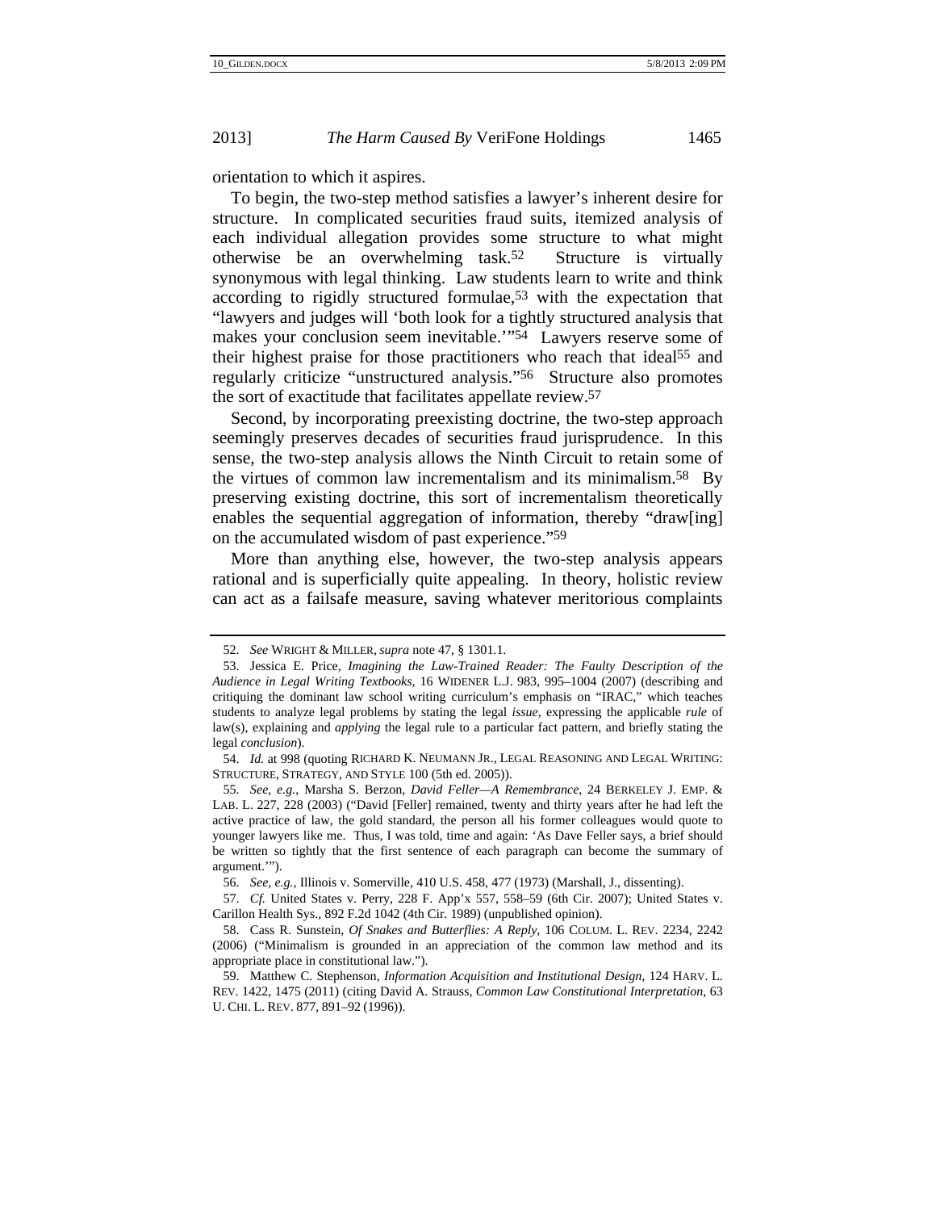orientation to which it aspires.

To begin, the two-step method satisfies a lawyer's inherent desire for structure. In complicated securities fraud suits, itemized analysis of each individual allegation provides some structure to what might otherwise be an overwhelming task.[52] Structure is virtually synonymous with legal thinking. Law students learn to write and think according to rigidly structured formulae,[53] with the expectation that "lawyers and judges will 'both look for a tightly structured analysis that makes your conclusion seem inevitable.'"[54] Lawyers reserve some of their highest praise for those practitioners who reach that ideal[55] and regularly criticize "unstructured analysis."[56] Structure also promotes the sort of exactitude that facilitates appellate review.[57]

Second, by incorporating preexisting doctrine, the two-step approach seemingly preserves decades of securities fraud jurisprudence. In this sense, the two-step analysis allows the Ninth Circuit to retain some of the virtues of common law incrementalism and its minimalism.[58] By preserving existing doctrine, this sort of incrementalism theoretically enables the sequential aggregation of information, thereby "draw[ing] on the accumulated wisdom of past experience."[59]

More than anything else, however, the two-step analysis appears rational and is superficially quite appealing. In theory, holistic review can act as a failsafe measure, saving whatever meritorious complaints

---

52. *See* WRIGHT & MILLER, *supra* note 47, § 1301.1.

53. Jessica E. Price, *Imagining the Law-Trained Reader: The Faulty Description of the Audience in Legal Writing Textbooks*, 16 WIDENER L.J. 983, 995–1004 (2007) (describing and critiquing the dominant law school writing curriculum's emphasis on "IRAC," which teaches students to analyze legal problems by stating the legal *issue*, expressing the applicable *rule* of law(s), explaining and *applying* the legal rule to a particular fact pattern, and briefly stating the legal *conclusion*).

54. *Id.* at 998 (quoting RICHARD K. NEUMANN JR., LEGAL REASONING AND LEGAL WRITING: STRUCTURE, STRATEGY, AND STYLE 100 (5th ed. 2005)).

55. *See, e.g.*, Marsha S. Berzon, *David Feller—A Remembrance*, 24 BERKELEY J. EMP. & LAB. L. 227, 228 (2003) ("David [Feller] remained, twenty and thirty years after he had left the active practice of law, the gold standard, the person all his former colleagues would quote to younger lawyers like me. Thus, I was told, time and again: 'As Dave Feller says, a brief should be written so tightly that the first sentence of each paragraph can become the summary of argument.'").

56. *See, e.g.*, Illinois v. Somerville, 410 U.S. 458, 477 (1973) (Marshall, J., dissenting).

57. *Cf.* United States v. Perry, 228 F. App'x 557, 558–59 (6th Cir. 2007); United States v. Carillon Health Sys., 892 F.2d 1042 (4th Cir. 1989) (unpublished opinion).

58. Cass R. Sunstein, *Of Snakes and Butterflies: A Reply*, 106 COLUM. L. REV. 2234, 2242 (2006) ("Minimalism is grounded in an appreciation of the common law method and its appropriate place in constitutional law.").

59. Matthew C. Stephenson, *Information Acquisition and Institutional Design*, 124 HARV. L. REV. 1422, 1475 (2011) (citing David A. Strauss, *Common Law Constitutional Interpretation*, 63 U. CHI. L. REV. 877, 891–92 (1996)).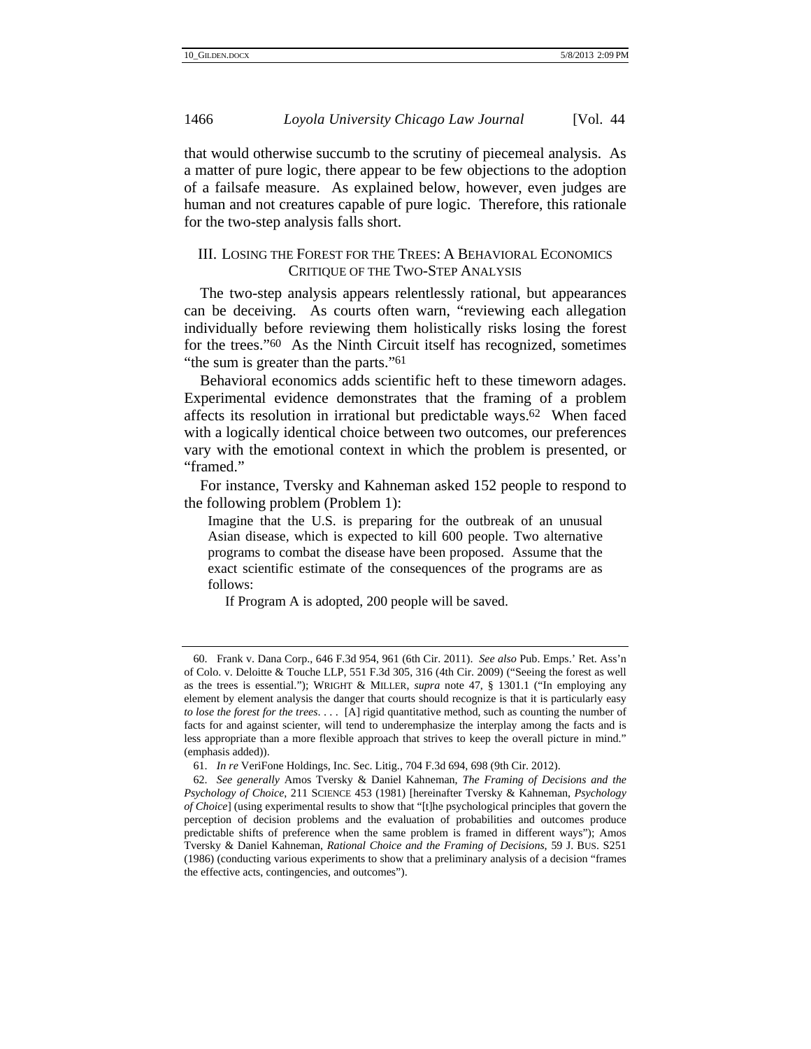that would otherwise succumb to the scrutiny of piecemeal analysis. As a matter of pure logic, there appear to be few objections to the adoption of a failsafe measure. As explained below, however, even judges are human and not creatures capable of pure logic. Therefore, this rationale for the two-step analysis falls short.

## III. Losing the Forest for the Trees: A Behavioral Economics Critique of the Two-Step Analysis

The two-step analysis appears relentlessly rational, but appearances can be deceiving. As courts often warn, "reviewing each allegation individually before reviewing them holistically risks losing the forest for the trees."[60] As the Ninth Circuit itself has recognized, sometimes "the sum is greater than the parts."[61]

Behavioral economics adds scientific heft to these timeworn adages. Experimental evidence demonstrates that the framing of a problem affects its resolution in irrational but predictable ways.[62] When faced with a logically identical choice between two outcomes, our preferences vary with the emotional context in which the problem is presented, or "framed."

For instance, Tversky and Kahneman asked 152 people to respond to the following problem (Problem 1):

> Imagine that the U.S. is preparing for the outbreak of an unusual Asian disease, which is expected to kill 600 people. Two alternative programs to combat the disease have been proposed. Assume that the exact scientific estimate of the consequences of the programs are as follows:
>
> If Program A is adopted, 200 people will be saved.

---

60. Frank v. Dana Corp., 646 F.3d 954, 961 (6th Cir. 2011). *See also* Pub. Emps.' Ret. Ass'n of Colo. v. Deloitte & Touche LLP, 551 F.3d 305, 316 (4th Cir. 2009) ("Seeing the forest as well as the trees is essential."); Wright & Miller, *supra* note 47, § 1301.1 ("In employing any element by element analysis the danger that courts should recognize is that it is particularly easy *to lose the forest for the trees*. . . . [A] rigid quantitative method, such as counting the number of facts for and against scienter, will tend to underemphasize the interplay among the facts and is less appropriate than a more flexible approach that strives to keep the overall picture in mind." (emphasis added)).

61. *In re* VeriFone Holdings, Inc. Sec. Litig., 704 F.3d 694, 698 (9th Cir. 2012).

62. *See generally* Amos Tversky & Daniel Kahneman, *The Framing of Decisions and the Psychology of Choice*, 211 Science 453 (1981) [hereinafter Tversky & Kahneman, *Psychology of Choice*] (using experimental results to show that "[t]he psychological principles that govern the perception of decision problems and the evaluation of probabilities and outcomes produce predictable shifts of preference when the same problem is framed in different ways"); Amos Tversky & Daniel Kahneman, *Rational Choice and the Framing of Decisions*, 59 J. Bus. S251 (1986) (conducting various experiments to show that a preliminary analysis of a decision "frames the effective acts, contingencies, and outcomes").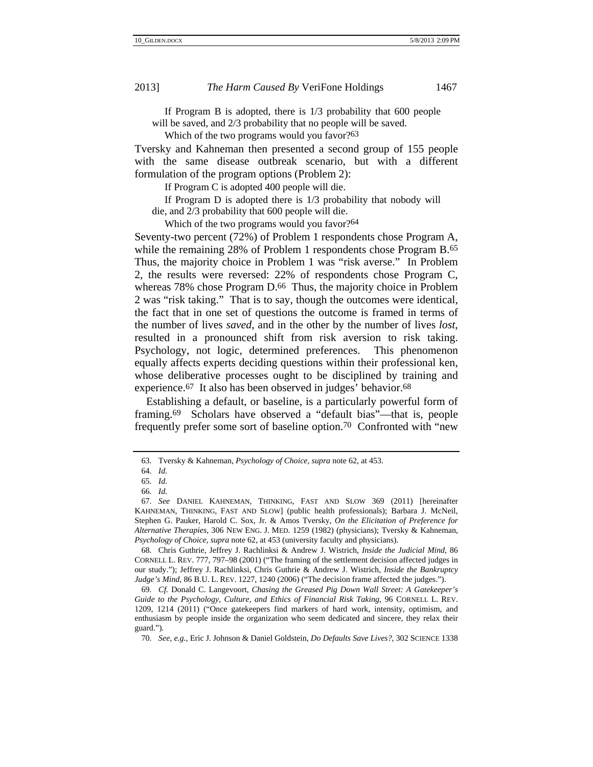If Program B is adopted, there is 1/3 probability that 600 people will be saved, and 2/3 probability that no people will be saved.

Which of the two programs would you favor?[63]

Tversky and Kahneman then presented a second group of 155 people with the same disease outbreak scenario, but with a different formulation of the program options (Problem 2):

If Program C is adopted 400 people will die.

If Program D is adopted there is 1/3 probability that nobody will die, and 2/3 probability that 600 people will die.

Which of the two programs would you favor?[64]

Seventy-two percent (72%) of Problem 1 respondents chose Program A, while the remaining 28% of Problem 1 respondents chose Program B.[65] Thus, the majority choice in Problem 1 was "risk averse." In Problem 2, the results were reversed: 22% of respondents chose Program C, whereas 78% chose Program D.[66] Thus, the majority choice in Problem 2 was "risk taking." That is to say, though the outcomes were identical, the fact that in one set of questions the outcome is framed in terms of the number of lives *saved*, and in the other by the number of lives *lost*, resulted in a pronounced shift from risk aversion to risk taking. Psychology, not logic, determined preferences. This phenomenon equally affects experts deciding questions within their professional ken, whose deliberative processes ought to be disciplined by training and experience.[67] It also has been observed in judges' behavior.[68]

Establishing a default, or baseline, is a particularly powerful form of framing.[69] Scholars have observed a "default bias"—that is, people frequently prefer some sort of baseline option.[70] Confronted with "new

63. Tversky & Kahneman, *Psychology of Choice*, *supra* note 62, at 453.

64. *Id.*

65. *Id.*

66. *Id.*

67. *See* DANIEL KAHNEMAN, THINKING, FAST AND SLOW 369 (2011) [hereinafter KAHNEMAN, THINKING, FAST AND SLOW] (public health professionals); Barbara J. McNeil, Stephen G. Pauker, Harold C. Sox, Jr. & Amos Tversky, *On the Elicitation of Preference for Alternative Therapies*, 306 NEW ENG. J. MED. 1259 (1982) (physicians); Tversky & Kahneman, *Psychology of Choice*, *supra* note 62, at 453 (university faculty and physicians).

68. Chris Guthrie, Jeffrey J. Rachlinksi & Andrew J. Wistrich, *Inside the Judicial Mind*, 86 CORNELL L. REV. 777, 797–98 (2001) ("The framing of the settlement decision affected judges in our study."); Jeffrey J. Rachlinksi, Chris Guthrie & Andrew J. Wistrich, *Inside the Bankruptcy Judge's Mind*, 86 B.U. L. REV. 1227, 1240 (2006) ("The decision frame affected the judges.").

69. *Cf.* Donald C. Langevoort, *Chasing the Greased Pig Down Wall Street: A Gatekeeper's Guide to the Psychology, Culture, and Ethics of Financial Risk Taking*, 96 CORNELL L. REV. 1209, 1214 (2011) ("Once gatekeepers find markers of hard work, intensity, optimism, and enthusiasm by people inside the organization who seem dedicated and sincere, they relax their guard.").

70. *See, e.g.*, Eric J. Johnson & Daniel Goldstein, *Do Defaults Save Lives?*, 302 SCIENCE 1338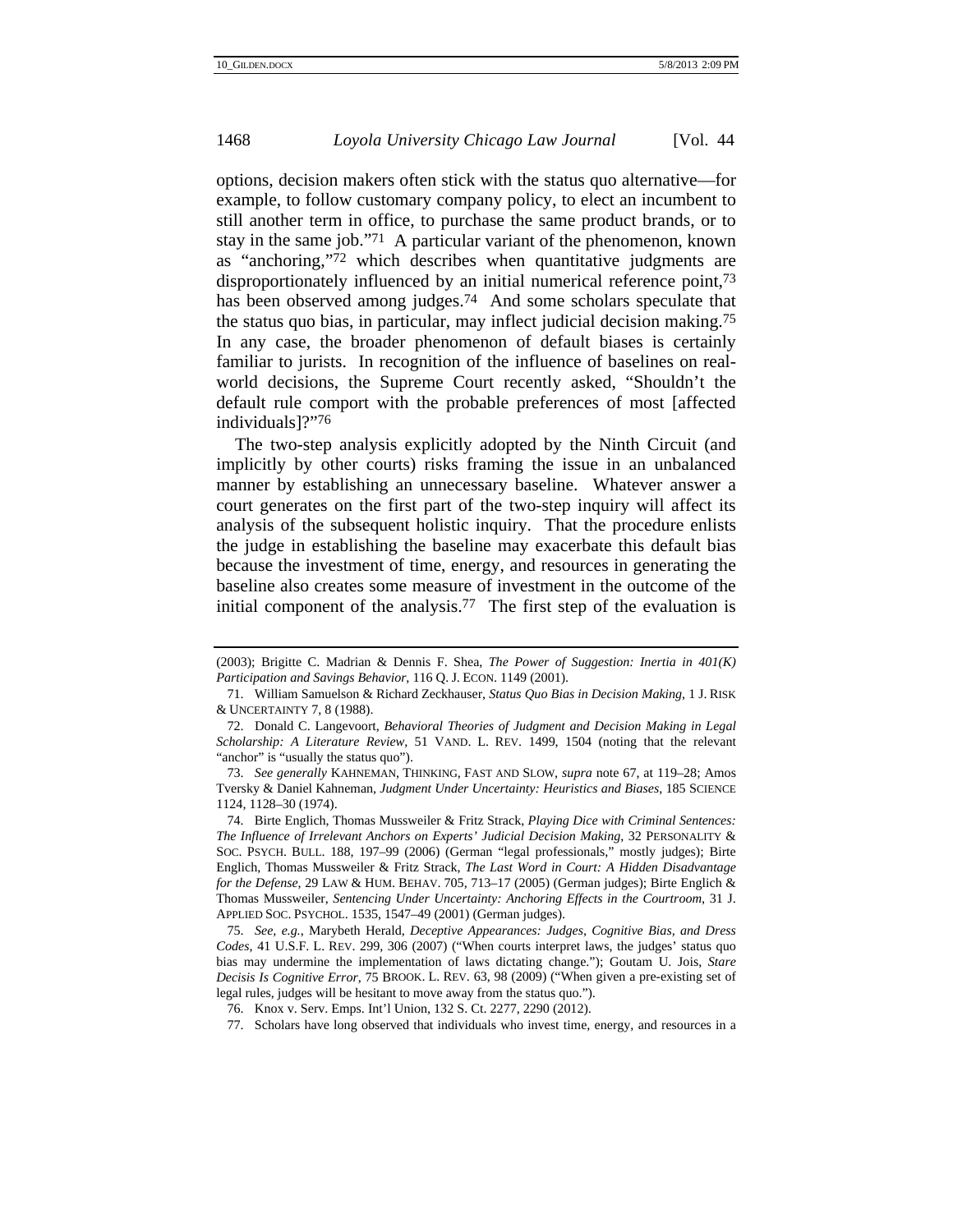options, decision makers often stick with the status quo alternative—for example, to follow customary company policy, to elect an incumbent to still another term in office, to purchase the same product brands, or to stay in the same job."[71] A particular variant of the phenomenon, known as "anchoring,"[72] which describes when quantitative judgments are disproportionately influenced by an initial numerical reference point,[73] has been observed among judges.[74] And some scholars speculate that the status quo bias, in particular, may inflect judicial decision making.[75] In any case, the broader phenomenon of default biases is certainly familiar to jurists. In recognition of the influence of baselines on real-world decisions, the Supreme Court recently asked, "Shouldn't the default rule comport with the probable preferences of most [affected individuals]?"[76]

The two-step analysis explicitly adopted by the Ninth Circuit (and implicitly by other courts) risks framing the issue in an unbalanced manner by establishing an unnecessary baseline. Whatever answer a court generates on the first part of the two-step inquiry will affect its analysis of the subsequent holistic inquiry. That the procedure enlists the judge in establishing the baseline may exacerbate this default bias because the investment of time, energy, and resources in generating the baseline also creates some measure of investment in the outcome of the initial component of the analysis.[77] The first step of the evaluation is

---

(2003); Brigitte C. Madrian & Dennis F. Shea, *The Power of Suggestion: Inertia in 401(K) Participation and Savings Behavior*, 116 Q. J. ECON. 1149 (2001).

71. William Samuelson & Richard Zeckhauser, *Status Quo Bias in Decision Making*, 1 J. RISK & UNCERTAINTY 7, 8 (1988).

72. Donald C. Langevoort, *Behavioral Theories of Judgment and Decision Making in Legal Scholarship: A Literature Review*, 51 VAND. L. REV. 1499, 1504 (noting that the relevant "anchor" is "usually the status quo").

73. *See generally* KAHNEMAN, THINKING, FAST AND SLOW, *supra* note 67, at 119–28; Amos Tversky & Daniel Kahneman, *Judgment Under Uncertainty: Heuristics and Biases*, 185 SCIENCE 1124, 1128–30 (1974).

74. Birte Englich, Thomas Mussweiler & Fritz Strack, *Playing Dice with Criminal Sentences: The Influence of Irrelevant Anchors on Experts' Judicial Decision Making*, 32 PERSONALITY & SOC. PSYCH. BULL. 188, 197–99 (2006) (German "legal professionals," mostly judges); Birte Englich, Thomas Mussweiler & Fritz Strack, *The Last Word in Court: A Hidden Disadvantage for the Defense*, 29 LAW & HUM. BEHAV. 705, 713–17 (2005) (German judges); Birte Englich & Thomas Mussweiler, *Sentencing Under Uncertainty: Anchoring Effects in the Courtroom*, 31 J. APPLIED SOC. PSYCHOL. 1535, 1547–49 (2001) (German judges).

75. *See, e.g.*, Marybeth Herald, *Deceptive Appearances: Judges, Cognitive Bias, and Dress Codes*, 41 U.S.F. L. REV. 299, 306 (2007) ("When courts interpret laws, the judges' status quo bias may undermine the implementation of laws dictating change."); Goutam U. Jois, *Stare Decisis Is Cognitive Error*, 75 BROOK. L. REV. 63, 98 (2009) ("When given a pre-existing set of legal rules, judges will be hesitant to move away from the status quo.").

76. Knox v. Serv. Emps. Int'l Union, 132 S. Ct. 2277, 2290 (2012).

77. Scholars have long observed that individuals who invest time, energy, and resources in a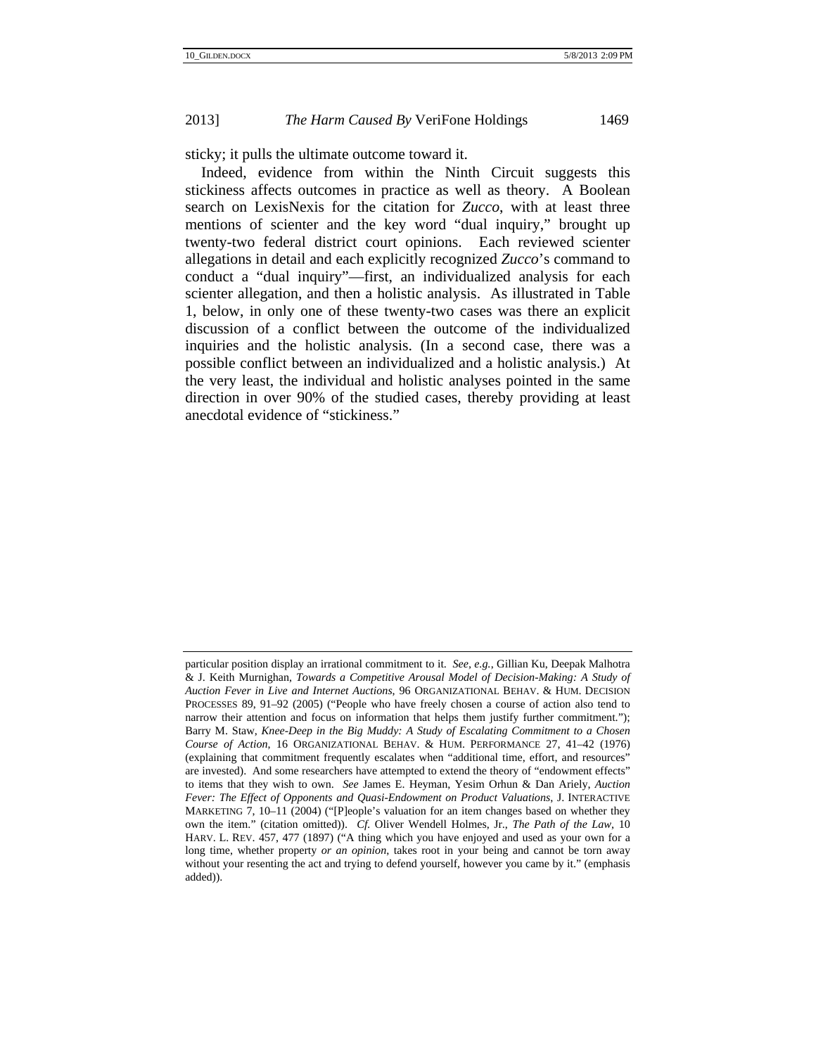sticky; it pulls the ultimate outcome toward it.

Indeed, evidence from within the Ninth Circuit suggests this stickiness affects outcomes in practice as well as theory. A Boolean search on LexisNexis for the citation for *Zucco*, with at least three mentions of scienter and the key word "dual inquiry," brought up twenty-two federal district court opinions. Each reviewed scienter allegations in detail and each explicitly recognized *Zucco*'s command to conduct a "dual inquiry"—first, an individualized analysis for each scienter allegation, and then a holistic analysis. As illustrated in Table 1, below, in only one of these twenty-two cases was there an explicit discussion of a conflict between the outcome of the individualized inquiries and the holistic analysis. (In a second case, there was a possible conflict between an individualized and a holistic analysis.) At the very least, the individual and holistic analyses pointed in the same direction in over 90% of the studied cases, thereby providing at least anecdotal evidence of "stickiness."

---

particular position display an irrational commitment to it. *See, e.g.*, Gillian Ku, Deepak Malhotra & J. Keith Murnighan, *Towards a Competitive Arousal Model of Decision-Making: A Study of Auction Fever in Live and Internet Auctions*, 96 ORGANIZATIONAL BEHAV. & HUM. DECISION PROCESSES 89, 91–92 (2005) ("People who have freely chosen a course of action also tend to narrow their attention and focus on information that helps them justify further commitment."); Barry M. Staw, *Knee-Deep in the Big Muddy: A Study of Escalating Commitment to a Chosen Course of Action*, 16 ORGANIZATIONAL BEHAV. & HUM. PERFORMANCE 27, 41–42 (1976) (explaining that commitment frequently escalates when "additional time, effort, and resources" are invested). And some researchers have attempted to extend the theory of "endowment effects" to items that they wish to own. *See* James E. Heyman, Yesim Orhun & Dan Ariely, *Auction Fever: The Effect of Opponents and Quasi-Endowment on Product Valuations*, J. INTERACTIVE MARKETING 7, 10–11 (2004) ("[P]eople's valuation for an item changes based on whether they own the item." (citation omitted)). *Cf.* Oliver Wendell Holmes, Jr., *The Path of the Law*, 10 HARV. L. REV. 457, 477 (1897) ("A thing which you have enjoyed and used as your own for a long time, whether property *or an opinion*, takes root in your being and cannot be torn away without your resenting the act and trying to defend yourself, however you came by it." (emphasis added)).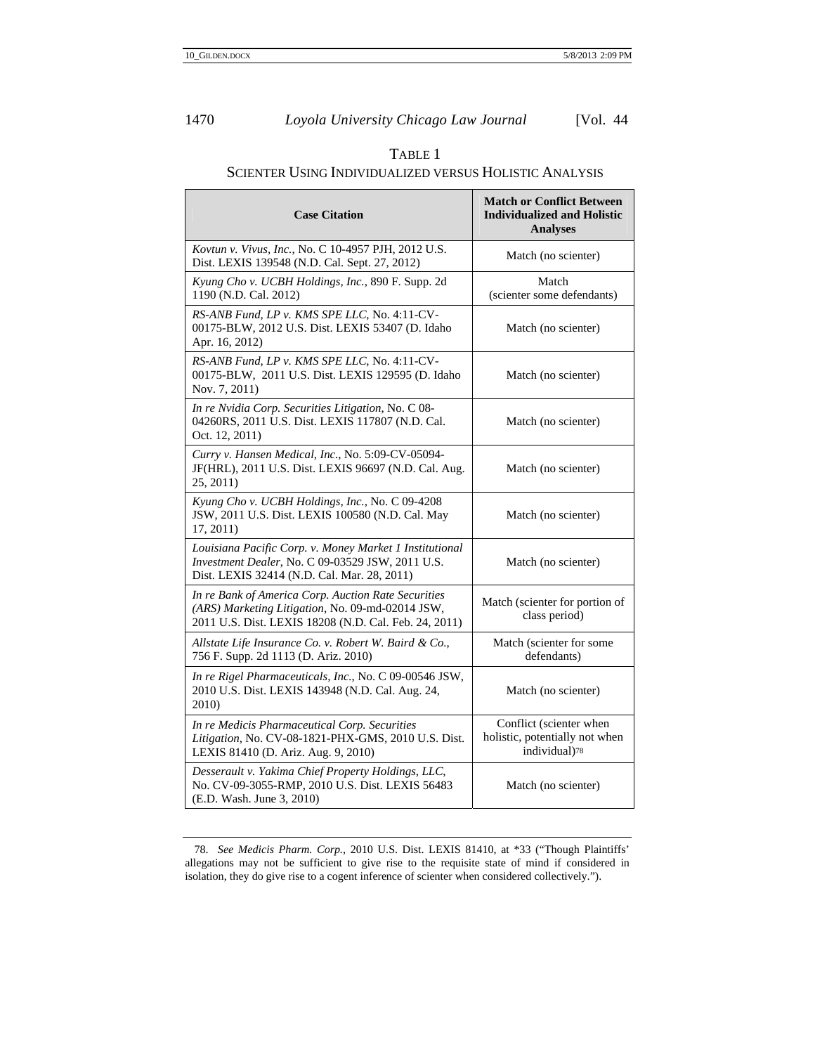TABLE 1

SCIENTER USING INDIVIDUALIZED VERSUS HOLISTIC ANALYSIS

| Case Citation | Match or Conflict Between Individualized and Holistic Analyses |
|---|---|
| *Kovtun v. Vivus, Inc.*, No. C 10-4957 PJH, 2012 U.S. Dist. LEXIS 139548 (N.D. Cal. Sept. 27, 2012) | Match (no scienter) |
| *Kyung Cho v. UCBH Holdings, Inc.*, 890 F. Supp. 2d 1190 (N.D. Cal. 2012) | Match (scienter some defendants) |
| *RS-ANB Fund, LP v. KMS SPE LLC*, No. 4:11-CV-00175-BLW, 2012 U.S. Dist. LEXIS 53407 (D. Idaho Apr. 16, 2012) | Match (no scienter) |
| *RS-ANB Fund, LP v. KMS SPE LLC*, No. 4:11-CV-00175-BLW, 2011 U.S. Dist. LEXIS 129595 (D. Idaho Nov. 7, 2011) | Match (no scienter) |
| *In re Nvidia Corp. Securities Litigation*, No. C 08-04260RS, 2011 U.S. Dist. LEXIS 117807 (N.D. Cal. Oct. 12, 2011) | Match (no scienter) |
| *Curry v. Hansen Medical, Inc.*, No. 5:09-CV-05094-JF(HRL), 2011 U.S. Dist. LEXIS 96697 (N.D. Cal. Aug. 25, 2011) | Match (no scienter) |
| *Kyung Cho v. UCBH Holdings, Inc.*, No. C 09-4208 JSW, 2011 U.S. Dist. LEXIS 100580 (N.D. Cal. May 17, 2011) | Match (no scienter) |
| *Louisiana Pacific Corp. v. Money Market 1 Institutional Investment Dealer*, No. C 09-03529 JSW, 2011 U.S. Dist. LEXIS 32414 (N.D. Cal. Mar. 28, 2011) | Match (no scienter) |
| *In re Bank of America Corp. Auction Rate Securities (ARS) Marketing Litigation*, No. 09-md-02014 JSW, 2011 U.S. Dist. LEXIS 18208 (N.D. Cal. Feb. 24, 2011) | Match (scienter for portion of class period) |
| *Allstate Life Insurance Co. v. Robert W. Baird & Co.*, 756 F. Supp. 2d 1113 (D. Ariz. 2010) | Match (scienter for some defendants) |
| *In re Rigel Pharmaceuticals, Inc.*, No. C 09-00546 JSW, 2010 U.S. Dist. LEXIS 143948 (N.D. Cal. Aug. 24, 2010) | Match (no scienter) |
| *In re Medicis Pharmaceutical Corp. Securities Litigation*, No. CV-08-1821-PHX-GMS, 2010 U.S. Dist. LEXIS 81410 (D. Ariz. Aug. 9, 2010) | Conflict (scienter when holistic, potentially not when individual)[78] |
| *Desserault v. Yakima Chief Property Holdings, LLC*, No. CV-09-3055-RMP, 2010 U.S. Dist. LEXIS 56483 (E.D. Wash. June 3, 2010) | Match (no scienter) |

78. *See Medicis Pharm. Corp.*, 2010 U.S. Dist. LEXIS 81410, at *33 ("Though Plaintiffs' allegations may not be sufficient to give rise to the requisite state of mind if considered in isolation, they do give rise to a cogent inference of scienter when considered collectively.").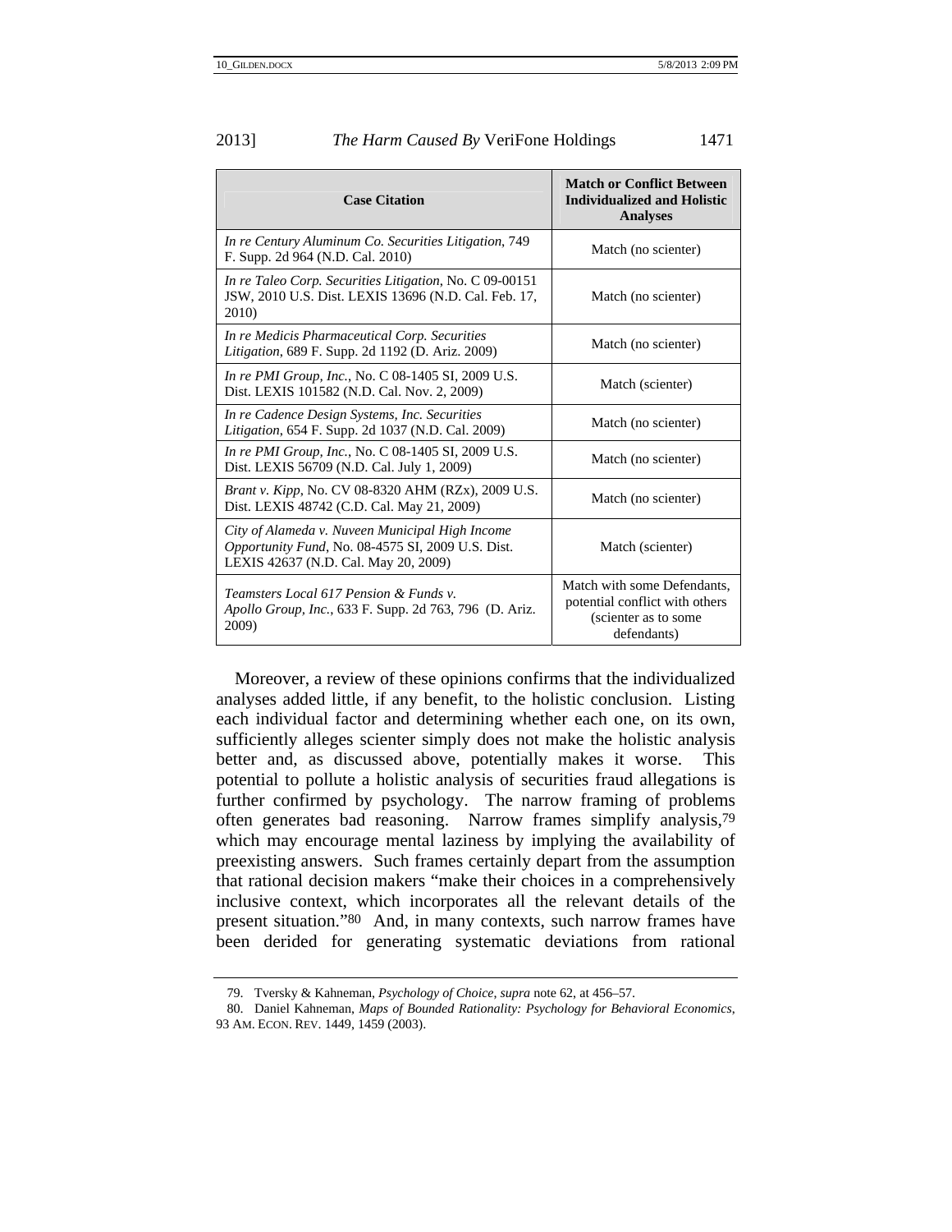| Case Citation | Match or Conflict Between Individualized and Holistic Analyses |
| --- | --- |
| *In re Century Aluminum Co. Securities Litigation*, 749 F. Supp. 2d 964 (N.D. Cal. 2010) | Match (no scienter) |
| *In re Taleo Corp. Securities Litigation*, No. C 09-00151 JSW, 2010 U.S. Dist. LEXIS 13696 (N.D. Cal. Feb. 17, 2010) | Match (no scienter) |
| *In re Medicis Pharmaceutical Corp. Securities Litigation*, 689 F. Supp. 2d 1192 (D. Ariz. 2009) | Match (no scienter) |
| *In re PMI Group, Inc.*, No. C 08-1405 SI, 2009 U.S. Dist. LEXIS 101582 (N.D. Cal. Nov. 2, 2009) | Match (scienter) |
| *In re Cadence Design Systems, Inc. Securities Litigation*, 654 F. Supp. 2d 1037 (N.D. Cal. 2009) | Match (no scienter) |
| *In re PMI Group, Inc.*, No. C 08-1405 SI, 2009 U.S. Dist. LEXIS 56709 (N.D. Cal. July 1, 2009) | Match (no scienter) |
| *Brant v. Kipp*, No. CV 08-8320 AHM (RZx), 2009 U.S. Dist. LEXIS 48742 (C.D. Cal. May 21, 2009) | Match (no scienter) |
| *City of Alameda v. Nuveen Municipal High Income Opportunity Fund*, No. 08-4575 SI, 2009 U.S. Dist. LEXIS 42637 (N.D. Cal. May 20, 2009) | Match (scienter) |
| *Teamsters Local 617 Pension & Funds v. Apollo Group, Inc.*, 633 F. Supp. 2d 763, 796 (D. Ariz. 2009) | Match with some Defendants, potential conflict with others (scienter as to some defendants) |

Moreover, a review of these opinions confirms that the individualized analyses added little, if any benefit, to the holistic conclusion. Listing each individual factor and determining whether each one, on its own, sufficiently alleges scienter simply does not make the holistic analysis better and, as discussed above, potentially makes it worse. This potential to pollute a holistic analysis of securities fraud allegations is further confirmed by psychology. The narrow framing of problems often generates bad reasoning. Narrow frames simplify analysis,[79] which may encourage mental laziness by implying the availability of preexisting answers. Such frames certainly depart from the assumption that rational decision makers "make their choices in a comprehensively inclusive context, which incorporates all the relevant details of the present situation."[80] And, in many contexts, such narrow frames have been derided for generating systematic deviations from rational

79. Tversky & Kahneman, *Psychology of Choice*, *supra* note 62, at 456–57.

80. Daniel Kahneman, *Maps of Bounded Rationality: Psychology for Behavioral Economics*, 93 AM. ECON. REV. 1449, 1459 (2003).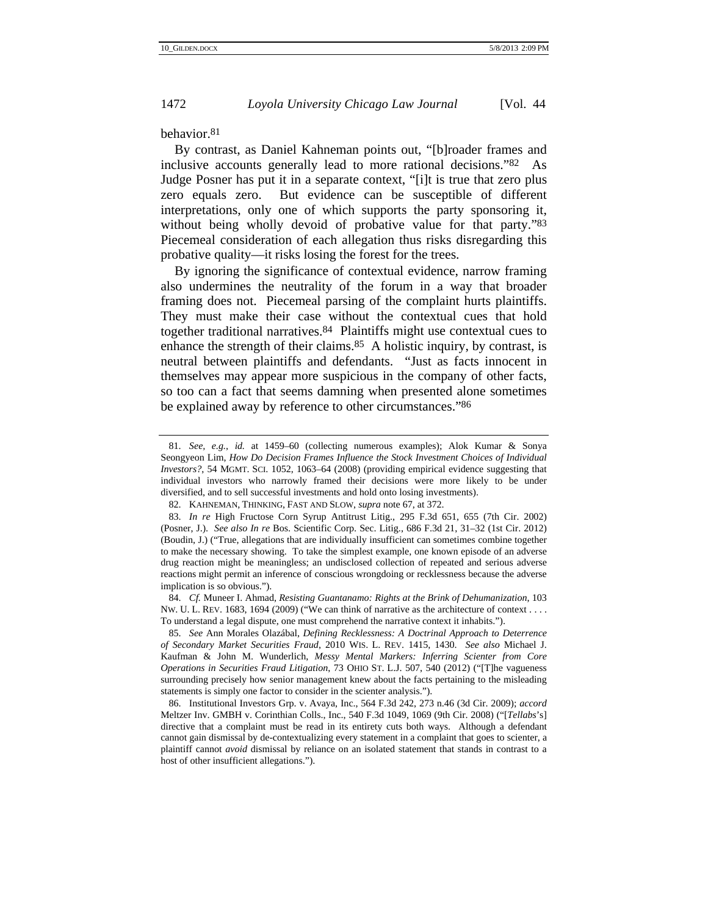behavior.[81]

By contrast, as Daniel Kahneman points out, "[b]roader frames and inclusive accounts generally lead to more rational decisions."[82] As Judge Posner has put it in a separate context, "[i]t is true that zero plus zero equals zero. But evidence can be susceptible of different interpretations, only one of which supports the party sponsoring it, without being wholly devoid of probative value for that party."[83] Piecemeal consideration of each allegation thus risks disregarding this probative quality—it risks losing the forest for the trees.

By ignoring the significance of contextual evidence, narrow framing also undermines the neutrality of the forum in a way that broader framing does not. Piecemeal parsing of the complaint hurts plaintiffs. They must make their case without the contextual cues that hold together traditional narratives.[84] Plaintiffs might use contextual cues to enhance the strength of their claims.[85] A holistic inquiry, by contrast, is neutral between plaintiffs and defendants. "Just as facts innocent in themselves may appear more suspicious in the company of other facts, so too can a fact that seems damning when presented alone sometimes be explained away by reference to other circumstances."[86]

---

81. *See, e.g.*, *id.* at 1459–60 (collecting numerous examples); Alok Kumar & Sonya Seongyeon Lim, *How Do Decision Frames Influence the Stock Investment Choices of Individual Investors?*, 54 MGMT. SCI. 1052, 1063–64 (2008) (providing empirical evidence suggesting that individual investors who narrowly framed their decisions were more likely to be under diversified, and to sell successful investments and hold onto losing investments).

82. KAHNEMAN, THINKING, FAST AND SLOW, *supra* note 67, at 372.

83. *In re* High Fructose Corn Syrup Antitrust Litig., 295 F.3d 651, 655 (7th Cir. 2002) (Posner, J.). *See also In re* Bos. Scientific Corp. Sec. Litig., 686 F.3d 21, 31–32 (1st Cir. 2012) (Boudin, J.) ("True, allegations that are individually insufficient can sometimes combine together to make the necessary showing. To take the simplest example, one known episode of an adverse drug reaction might be meaningless; an undisclosed collection of repeated and serious adverse reactions might permit an inference of conscious wrongdoing or recklessness because the adverse implication is so obvious.").

84. *Cf.* Muneer I. Ahmad, *Resisting Guantanamo: Rights at the Brink of Dehumanization*, 103 NW. U. L. REV. 1683, 1694 (2009) ("We can think of narrative as the architecture of context . . . . To understand a legal dispute, one must comprehend the narrative context it inhabits.").

85. *See* Ann Morales Olazábal, *Defining Recklessness: A Doctrinal Approach to Deterrence of Secondary Market Securities Fraud*, 2010 WIS. L. REV. 1415, 1430. *See also* Michael J. Kaufman & John M. Wunderlich, *Messy Mental Markers: Inferring Scienter from Core Operations in Securities Fraud Litigation*, 73 OHIO ST. L.J. 507, 540 (2012) ("[T]he vagueness surrounding precisely how senior management knew about the facts pertaining to the misleading statements is simply one factor to consider in the scienter analysis.").

86. Institutional Investors Grp. v. Avaya, Inc., 564 F.3d 242, 273 n.46 (3d Cir. 2009); *accord* Meltzer Inv. GMBH v. Corinthian Colls., Inc., 540 F.3d 1049, 1069 (9th Cir. 2008) ("[*Tellabs*'s] directive that a complaint must be read in its entirety cuts both ways. Although a defendant cannot gain dismissal by de-contextualizing every statement in a complaint that goes to scienter, a plaintiff cannot *avoid* dismissal by reliance on an isolated statement that stands in contrast to a host of other insufficient allegations.").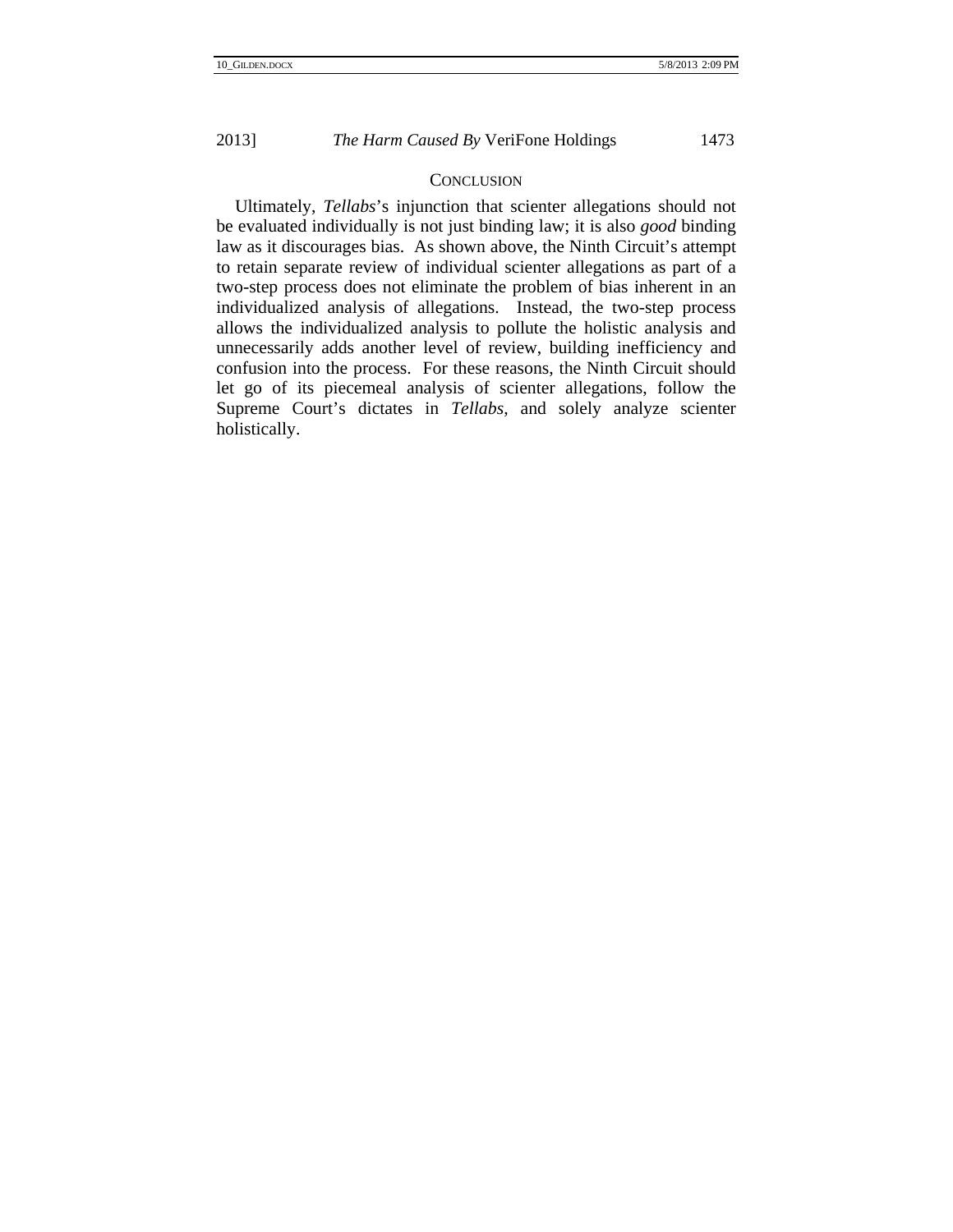## CONCLUSION

Ultimately, *Tellabs*'s injunction that scienter allegations should not be evaluated individually is not just binding law; it is also *good* binding law as it discourages bias. As shown above, the Ninth Circuit's attempt to retain separate review of individual scienter allegations as part of a two-step process does not eliminate the problem of bias inherent in an individualized analysis of allegations. Instead, the two-step process allows the individualized analysis to pollute the holistic analysis and unnecessarily adds another level of review, building inefficiency and confusion into the process. For these reasons, the Ninth Circuit should let go of its piecemeal analysis of scienter allegations, follow the Supreme Court's dictates in *Tellabs*, and solely analyze scienter holistically.